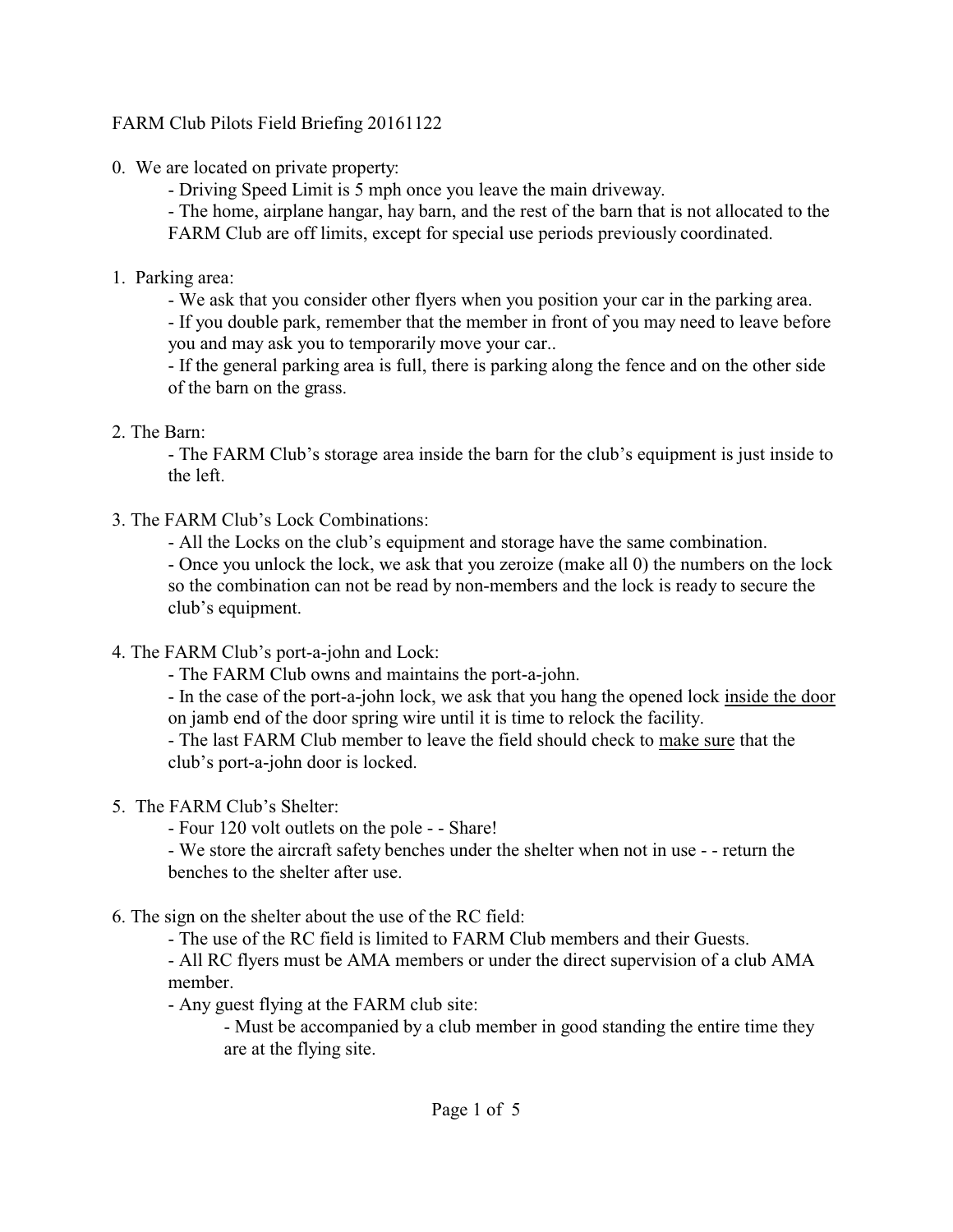# FARM Club Pilots Field Briefing 20161122

0. We are located on private property:
   - Driving Speed Limit is 5 mph once you leave the main driveway.
   - The home, airplane hangar, hay barn, and the rest of the barn that is not allocated to the FARM Club are off limits, except for special use periods previously coordinated.

1. Parking area:
   - We ask that you consider other flyers when you position your car in the parking area.
   - If you double park, remember that the member in front of you may need to leave before you and may ask you to temporarily move your car..
   - If the general parking area is full, there is parking along the fence and on the other side of the barn on the grass.

2. The Barn:
   - The FARM Club's storage area inside the barn for the club's equipment is just inside to the left.

3. The FARM Club's Lock Combinations:
   - All the Locks on the club's equipment and storage have the same combination.
   - Once you unlock the lock, we ask that you zeroize (make all 0) the numbers on the lock so the combination can not be read by non-members and the lock is ready to secure the club's equipment.

4. The FARM Club's port-a-john and Lock:
   - The FARM Club owns and maintains the port-a-john.
   - In the case of the port-a-john lock, we ask that you hang the opened lock <u>inside the door</u> on jamb end of the door spring wire until it is time to relock the facility.
   - The last FARM Club member to leave the field should check to <u>make sure</u> that the club's port-a-john door is locked.

5. The FARM Club's Shelter:
   - Four 120 volt outlets on the pole - - Share!
   - We store the aircraft safety benches under the shelter when not in use - - return the benches to the shelter after use.

6. The sign on the shelter about the use of the RC field:
   - The use of the RC field is limited to FARM Club members and their Guests.
   - All RC flyers must be AMA members or under the direct supervision of a club AMA member.
   - Any guest flying at the FARM club site:
     - Must be accompanied by a club member in good standing the entire time they are at the flying site.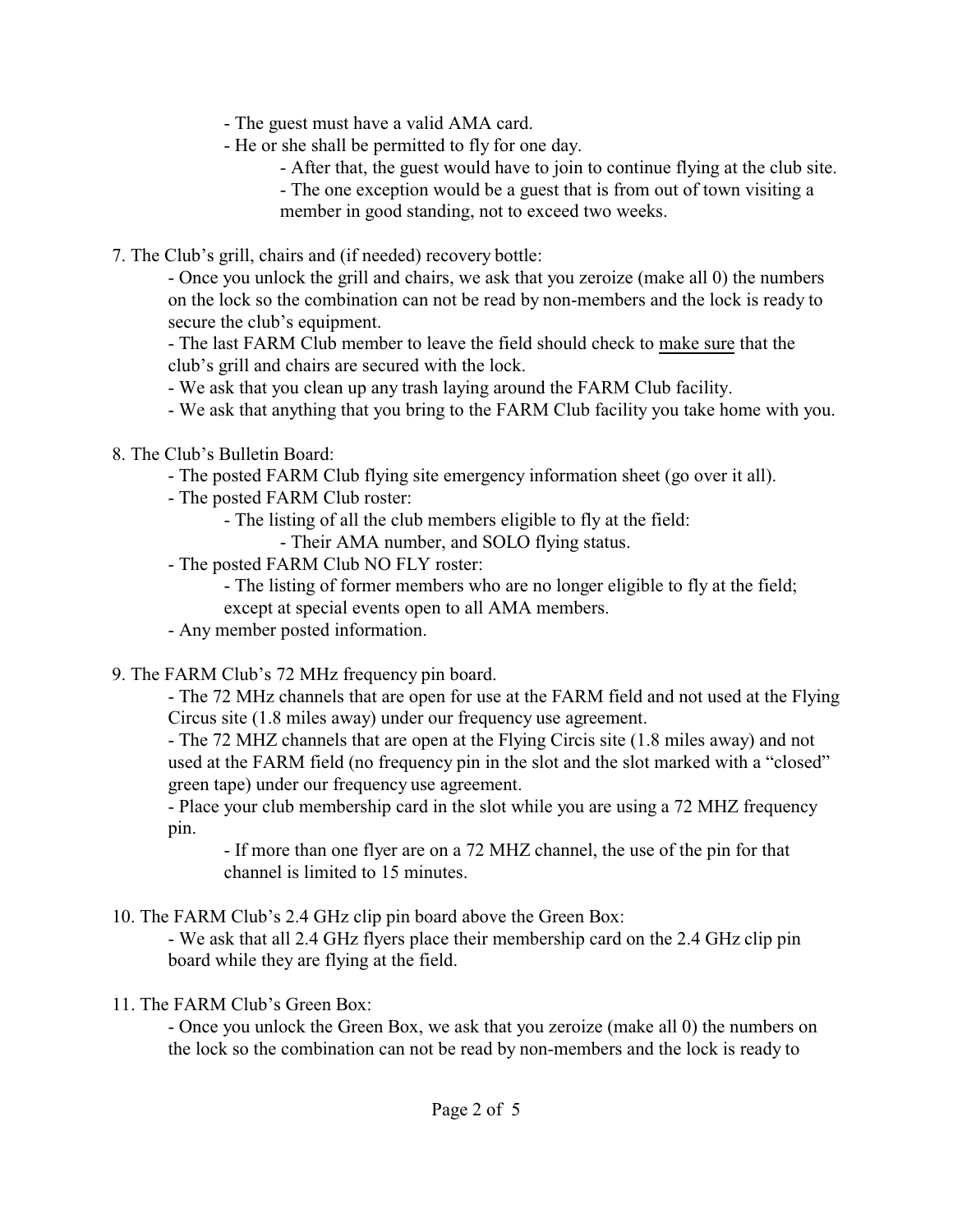- The guest must have a valid AMA card.
- He or she shall be permitted to fly for one day.
    - After that, the guest would have to join to continue flying at the club site.
    - The one exception would be a guest that is from out of town visiting a member in good standing, not to exceed two weeks.

7. The Club's grill, chairs and (if needed) recovery bottle:
    - Once you unlock the grill and chairs, we ask that you zeroize (make all 0) the numbers on the lock so the combination can not be read by non-members and the lock is ready to secure the club's equipment.
    - The last FARM Club member to leave the field should check to <u>make sure</u> that the club's grill and chairs are secured with the lock.
    - We ask that you clean up any trash laying around the FARM Club facility.
    - We ask that anything that you bring to the FARM Club facility you take home with you.

8. The Club's Bulletin Board:
    - The posted FARM Club flying site emergency information sheet (go over it all).
    - The posted FARM Club roster:
        - The listing of all the club members eligible to fly at the field:
            - Their AMA number, and SOLO flying status.
    - The posted FARM Club NO FLY roster:
        - The listing of former members who are no longer eligible to fly at the field; except at special events open to all AMA members.
    - Any member posted information.

9. The FARM Club's 72 MHz frequency pin board.
    - The 72 MHz channels that are open for use at the FARM field and not used at the Flying Circus site (1.8 miles away) under our frequency use agreement.
    - The 72 MHZ channels that are open at the Flying Circis site (1.8 miles away) and not used at the FARM field (no frequency pin in the slot and the slot marked with a "closed" green tape) under our frequency use agreement.
    - Place your club membership card in the slot while you are using a 72 MHZ frequency pin.
        - If more than one flyer are on a 72 MHZ channel, the use of the pin for that channel is limited to 15 minutes.

10. The FARM Club's 2.4 GHz clip pin board above the Green Box:
    - We ask that all 2.4 GHz flyers place their membership card on the 2.4 GHz clip pin board while they are flying at the field.

11. The FARM Club's Green Box:
    - Once you unlock the Green Box, we ask that you zeroize (make all 0) the numbers on the lock so the combination can not be read by non-members and the lock is ready to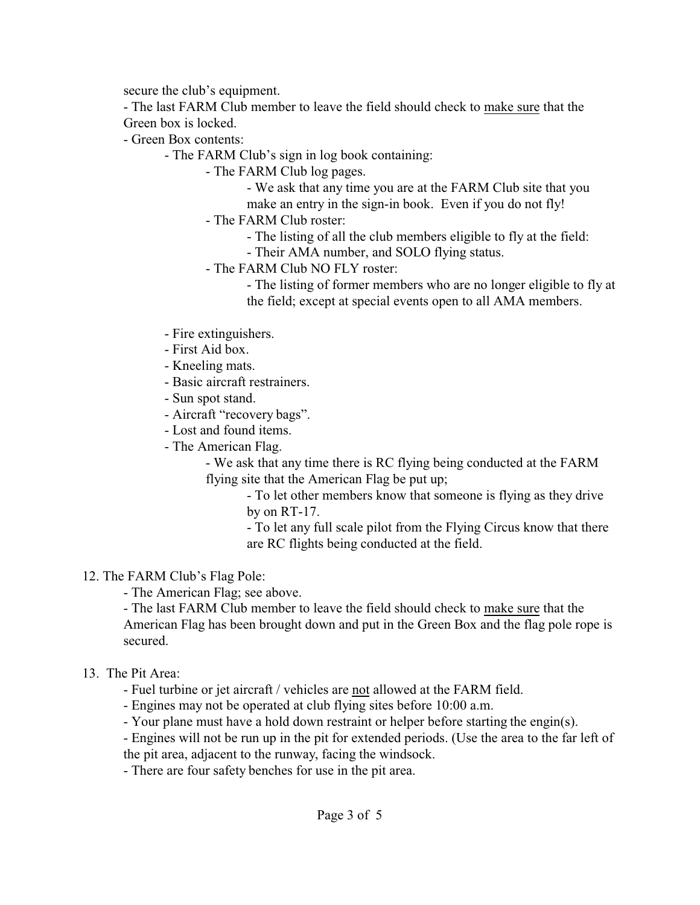secure the club's equipment.

- The last FARM Club member to leave the field should check to <u>make sure</u> that the Green box is locked.
- Green Box contents:
  - The FARM Club's sign in log book containing:
    - The FARM Club log pages.
      - We ask that any time you are at the FARM Club site that you make an entry in the sign-in book. Even if you do not fly!
    - The FARM Club roster:
      - The listing of all the club members eligible to fly at the field:
      - Their AMA number, and SOLO flying status.
    - The FARM Club NO FLY roster:
      - The listing of former members who are no longer eligible to fly at the field; except at special events open to all AMA members.
  - Fire extinguishers.
  - First Aid box.
  - Kneeling mats.
  - Basic aircraft restrainers.
  - Sun spot stand.
  - Aircraft "recovery bags".
  - Lost and found items.
  - The American Flag.
    - We ask that any time there is RC flying being conducted at the FARM flying site that the American Flag be put up;
      - To let other members know that someone is flying as they drive by on RT-17.
      - To let any full scale pilot from the Flying Circus know that there are RC flights being conducted at the field.

12. The FARM Club's Flag Pole:
    - The American Flag; see above.
    - The last FARM Club member to leave the field should check to <u>make sure</u> that the American Flag has been brought down and put in the Green Box and the flag pole rope is secured.

13. The Pit Area:
    - Fuel turbine or jet aircraft / vehicles are <u>not</u> allowed at the FARM field.
    - Engines may not be operated at club flying sites before 10:00 a.m.
    - Your plane must have a hold down restraint or helper before starting the engin(s).
    - Engines will not be run up in the pit for extended periods. (Use the area to the far left of the pit area, adjacent to the runway, facing the windsock.
    - There are four safety benches for use in the pit area.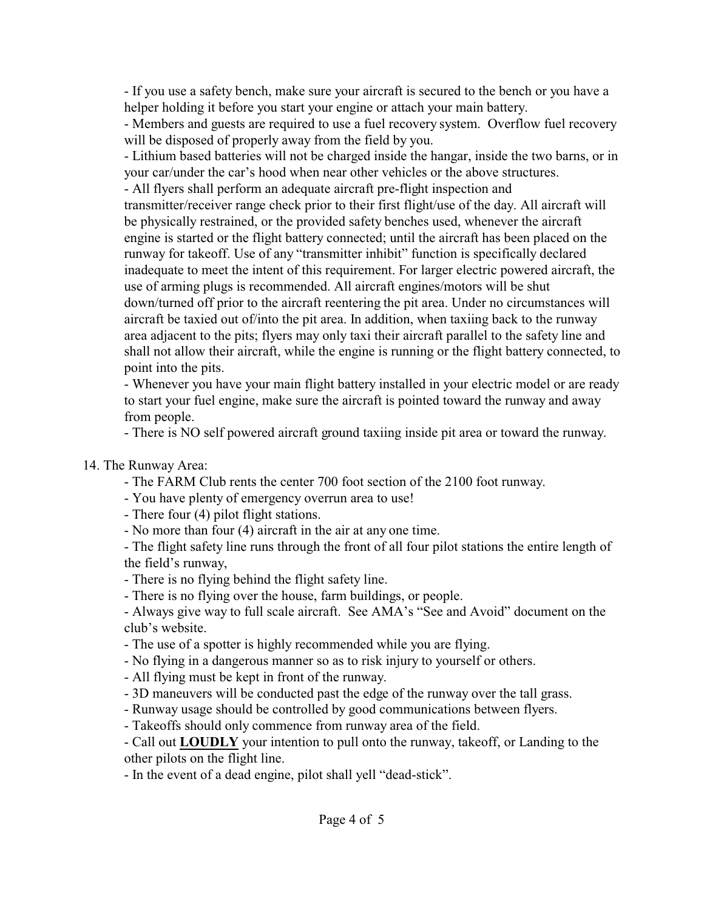- If you use a safety bench, make sure your aircraft is secured to the bench or you have a helper holding it before you start your engine or attach your main battery.
- Members and guests are required to use a fuel recovery system. Overflow fuel recovery will be disposed of properly away from the field by you.
- Lithium based batteries will not be charged inside the hangar, inside the two barns, or in your car/under the car's hood when near other vehicles or the above structures.
- All flyers shall perform an adequate aircraft pre-flight inspection and transmitter/receiver range check prior to their first flight/use of the day. All aircraft will be physically restrained, or the provided safety benches used, whenever the aircraft engine is started or the flight battery connected; until the aircraft has been placed on the runway for takeoff. Use of any "transmitter inhibit" function is specifically declared inadequate to meet the intent of this requirement. For larger electric powered aircraft, the use of arming plugs is recommended. All aircraft engines/motors will be shut down/turned off prior to the aircraft reentering the pit area. Under no circumstances will aircraft be taxied out of/into the pit area. In addition, when taxiing back to the runway area adjacent to the pits; flyers may only taxi their aircraft parallel to the safety line and shall not allow their aircraft, while the engine is running or the flight battery connected, to point into the pits.
- Whenever you have your main flight battery installed in your electric model or are ready to start your fuel engine, make sure the aircraft is pointed toward the runway and away from people.
- There is NO self powered aircraft ground taxiing inside pit area or toward the runway.

14. The Runway Area:
- The FARM Club rents the center 700 foot section of the 2100 foot runway.
- You have plenty of emergency overrun area to use!
- There four (4) pilot flight stations.
- No more than four (4) aircraft in the air at any one time.
- The flight safety line runs through the front of all four pilot stations the entire length of the field's runway,
- There is no flying behind the flight safety line.
- There is no flying over the house, farm buildings, or people.
- Always give way to full scale aircraft. See AMA's "See and Avoid" document on the club's website.
- The use of a spotter is highly recommended while you are flying.
- No flying in a dangerous manner so as to risk injury to yourself or others.
- All flying must be kept in front of the runway.
- 3D maneuvers will be conducted past the edge of the runway over the tall grass.
- Runway usage should be controlled by good communications between flyers.
- Takeoffs should only commence from runway area of the field.
- Call out **LOUDLY** your intention to pull onto the runway, takeoff, or Landing to the other pilots on the flight line.
- In the event of a dead engine, pilot shall yell "dead-stick".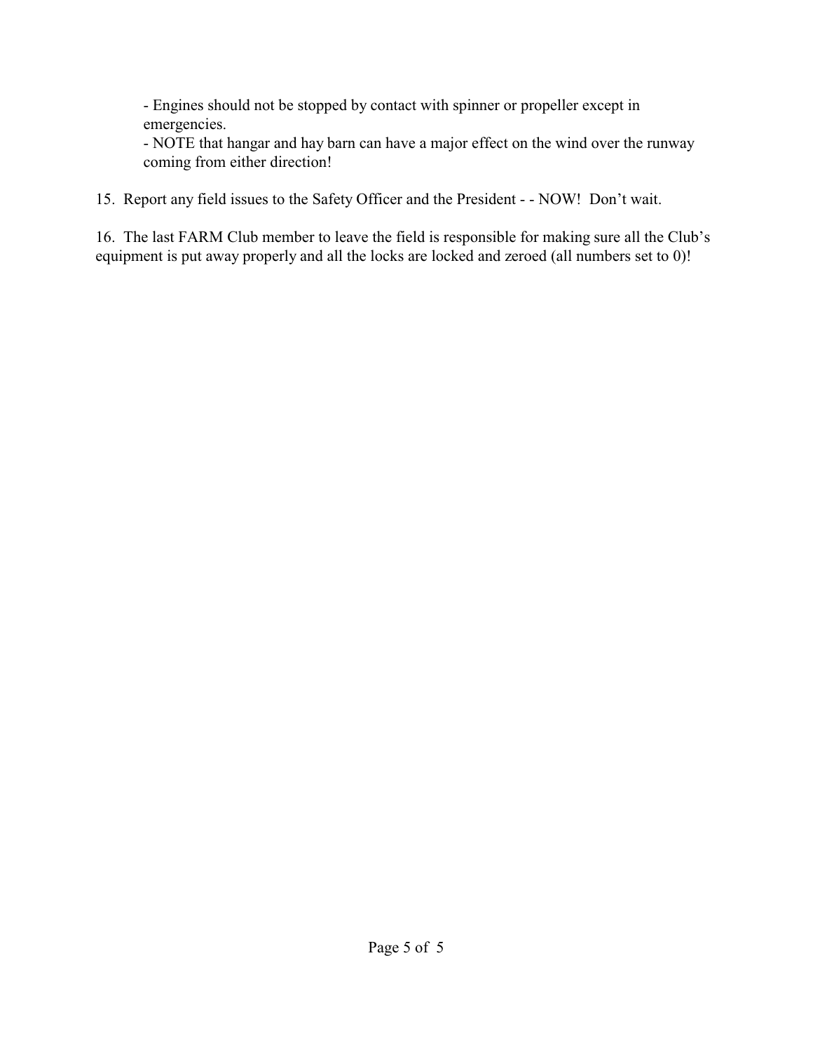- Engines should not be stopped by contact with spinner or propeller except in emergencies.
- NOTE that hangar and hay barn can have a major effect on the wind over the runway coming from either direction!

15. Report any field issues to the Safety Officer and the President - - NOW! Don't wait.

16. The last FARM Club member to leave the field is responsible for making sure all the Club's equipment is put away properly and all the locks are locked and zeroed (all numbers set to 0)!